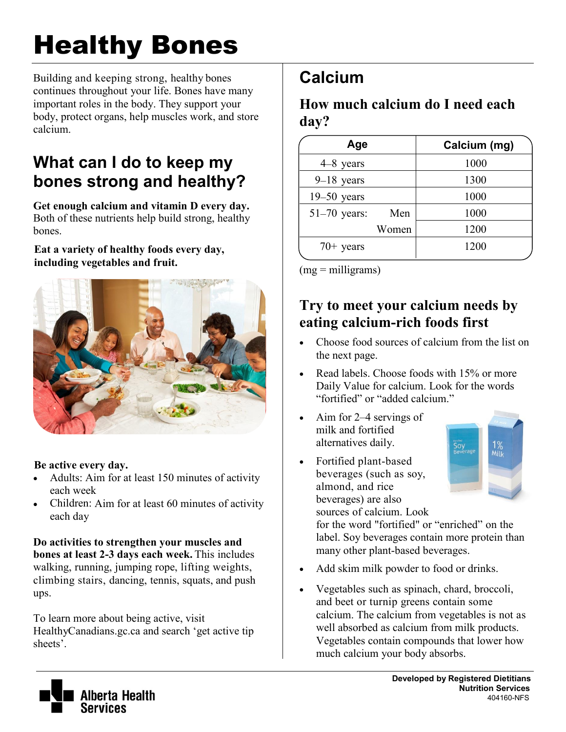# Healthy Bones

Building and keeping strong, healthy bones continues throughout your life. Bones have many important roles in the body. They support your body, protect organs, help muscles work, and store calcium.

## What can I do to keep my bones strong and healthy?

**Get enough calcium and vitamin D every day.** Both of these nutrients help build strong, healthy bones.

**Eat a variety of healthy foods every day, including vegetables and fruit.**

**Be active every day.**

- Adults: Aim for at least 150 minutes of activity each week
- Children: Aim for at least 60 minutes of activity each day

**Do activities to strengthen your muscles and bones at least 2-3 days each week.** This includes walking, running, jumping rope, lifting weights, climbing stairs, dancing, tennis, squats, and push ups.

To learn more about being active, visit HealthyCanadians.gc.ca and search 'get active tip sheets'.

## Calcium

### How much calcium do I need each day?

| Age | | Calcium (mg) |
|---|---|---|
| 4–8 years | | 1000 |
| 9–18 years | | 1300 |
| 19–50 years | | 1000 |
| 51–70 years: | Men | 1000 |
| | Women | 1200 |
| 70+ years | | 1200 |

(mg = milligrams)

### Try to meet your calcium needs by eating calcium-rich foods first

- Choose food sources of calcium from the list on the next page.
- Read labels. Choose foods with 15% or more Daily Value for calcium. Look for the words "fortified" or "added calcium."
- Aim for 2–4 servings of milk and fortified alternatives daily.
- Fortified plant-based beverages (such as soy, almond, and rice beverages) are also sources of calcium. Look for the word "fortified" or "enriched" on the label. Soy beverages contain more protein than many other plant-based beverages.
- Add skim milk powder to food or drinks.
- Vegetables such as spinach, chard, broccoli, and beet or turnip greens contain some calcium. The calcium from vegetables is not as well absorbed as calcium from milk products. Vegetables contain compounds that lower how much calcium your body absorbs.

Developed by Registered Dietitians
Nutrition Services
404160-NFS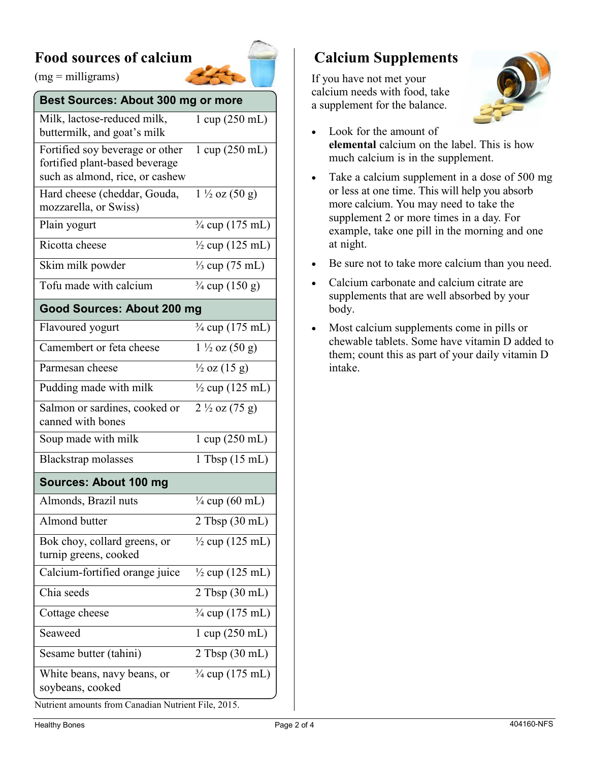## Food sources of calcium

(mg = milligrams)

| Best Sources: About 300 mg or more | |
|---|---|
| Milk, lactose-reduced milk, buttermilk, and goat's milk | 1 cup (250 mL) |
| Fortified soy beverage or other fortified plant-based beverage such as almond, rice, or cashew | 1 cup (250 mL) |
| Hard cheese (cheddar, Gouda, mozzarella, or Swiss) | 1 ½ oz (50 g) |
| Plain yogurt | ¾ cup (175 mL) |
| Ricotta cheese | ½ cup (125 mL) |
| Skim milk powder | ⅓ cup (75 mL) |
| Tofu made with calcium | ¾ cup (150 g) |
| **Good Sources: About 200 mg** | |
| Flavoured yogurt | ¾ cup (175 mL) |
| Camembert or feta cheese | 1 ½ oz (50 g) |
| Parmesan cheese | ½ oz (15 g) |
| Pudding made with milk | ½ cup (125 mL) |
| Salmon or sardines, cooked or canned with bones | 2 ½ oz (75 g) |
| Soup made with milk | 1 cup (250 mL) |
| Blackstrap molasses | 1 Tbsp (15 mL) |
| **Sources: About 100 mg** | |
| Almonds, Brazil nuts | ¼ cup (60 mL) |
| Almond butter | 2 Tbsp (30 mL) |
| Bok choy, collard greens, or turnip greens, cooked | ½ cup (125 mL) |
| Calcium-fortified orange juice | ½ cup (125 mL) |
| Chia seeds | 2 Tbsp (30 mL) |
| Cottage cheese | ¾ cup (175 mL) |
| Seaweed | 1 cup (250 mL) |
| Sesame butter (tahini) | 2 Tbsp (30 mL) |
| White beans, navy beans, or soybeans, cooked | ¾ cup (175 mL) |

Nutrient amounts from Canadian Nutrient File, 2015.

## Calcium Supplements

If you have not met your calcium needs with food, take a supplement for the balance.

- Look for the amount of **elemental** calcium on the label. This is how much calcium is in the supplement.
- Take a calcium supplement in a dose of 500 mg or less at one time. This will help you absorb more calcium. You may need to take the supplement 2 or more times in a day. For example, take one pill in the morning and one at night.
- Be sure not to take more calcium than you need.
- Calcium carbonate and calcium citrate are supplements that are well absorbed by your body.
- Most calcium supplements come in pills or chewable tablets. Some have vitamin D added to them; count this as part of your daily vitamin D intake.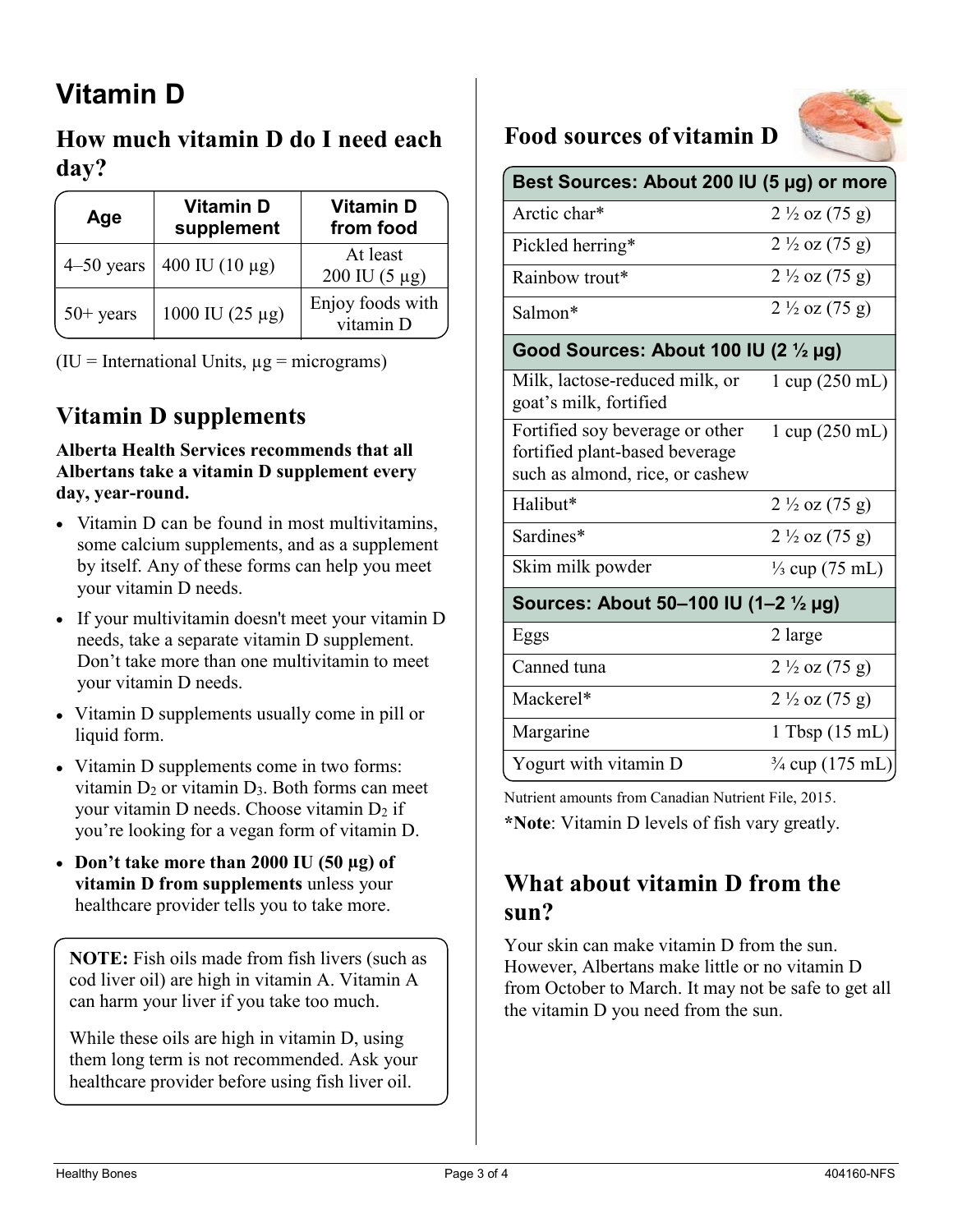# Vitamin D

## How much vitamin D do I need each day?

| Age | Vitamin D supplement | Vitamin D from food |
|---|---|---|
| 4–50 years | 400 IU (10 µg) | At least 200 IU (5 µg) |
| 50+ years | 1000 IU (25 µg) | Enjoy foods with vitamin D |

(IU = International Units, µg = micrograms)

## Vitamin D supplements

**Alberta Health Services recommends that all Albertans take a vitamin D supplement every day, year-round.**

- Vitamin D can be found in most multivitamins, some calcium supplements, and as a supplement by itself. Any of these forms can help you meet your vitamin D needs.
- If your multivitamin doesn't meet your vitamin D needs, take a separate vitamin D supplement. Don't take more than one multivitamin to meet your vitamin D needs.
- Vitamin D supplements usually come in pill or liquid form.
- Vitamin D supplements come in two forms: vitamin $D_2$ or vitamin $D_3$. Both forms can meet your vitamin D needs. Choose vitamin $D_2$ if you're looking for a vegan form of vitamin D.
- **Don't take more than 2000 IU (50 µg) of vitamin D from supplements** unless your healthcare provider tells you to take more.

**NOTE:** Fish oils made from fish livers (such as cod liver oil) are high in vitamin A. Vitamin A can harm your liver if you take too much.

While these oils are high in vitamin D, using them long term is not recommended. Ask your healthcare provider before using fish liver oil.

## Food sources of vitamin D

| Best Sources: About 200 IU (5 µg) or more | |
|---|---|
| Arctic char* | 2 ½ oz (75 g) |
| Pickled herring* | 2 ½ oz (75 g) |
| Rainbow trout* | 2 ½ oz (75 g) |
| Salmon* | 2 ½ oz (75 g) |
| **Good Sources: About 100 IU (2 ½ µg)** | |
| Milk, lactose-reduced milk, or goat's milk, fortified | 1 cup (250 mL) |
| Fortified soy beverage or other fortified plant-based beverage such as almond, rice, or cashew | 1 cup (250 mL) |
| Halibut* | 2 ½ oz (75 g) |
| Sardines* | 2 ½ oz (75 g) |
| Skim milk powder | ⅓ cup (75 mL) |
| **Sources: About 50–100 IU (1–2 ½ µg)** | |
| Eggs | 2 large |
| Canned tuna | 2 ½ oz (75 g) |
| Mackerel* | 2 ½ oz (75 g) |
| Margarine | 1 Tbsp (15 mL) |
| Yogurt with vitamin D | ¾ cup (175 mL) |

Nutrient amounts from Canadian Nutrient File, 2015.

***Note**: Vitamin D levels of fish vary greatly.

## What about vitamin D from the sun?

Your skin can make vitamin D from the sun. However, Albertans make little or no vitamin D from October to March. It may not be safe to get all the vitamin D you need from the sun.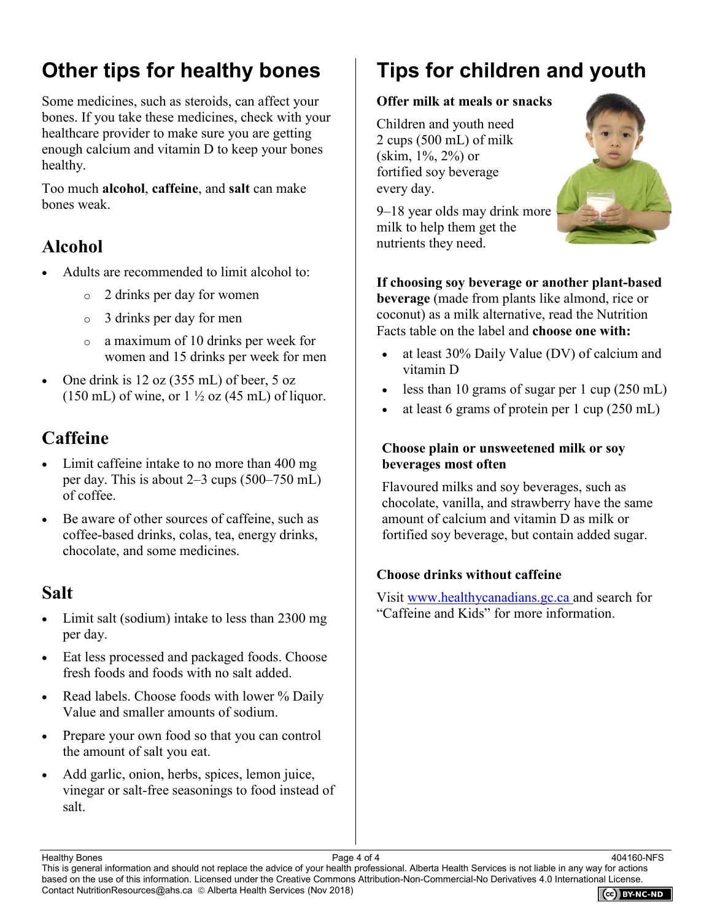## Other tips for healthy bones

Some medicines, such as steroids, can affect your bones. If you take these medicines, check with your healthcare provider to make sure you are getting enough calcium and vitamin D to keep your bones healthy.

Too much **alcohol**, **caffeine**, and **salt** can make bones weak.

### Alcohol

- Adults are recommended to limit alcohol to:
  - 2 drinks per day for women
  - 3 drinks per day for men
  - a maximum of 10 drinks per week for women and 15 drinks per week for men
- One drink is 12 oz (355 mL) of beer, 5 oz (150 mL) of wine, or 1 ½ oz (45 mL) of liquor.

### Caffeine

- Limit caffeine intake to no more than 400 mg per day. This is about 2–3 cups (500–750 mL) of coffee.
- Be aware of other sources of caffeine, such as coffee-based drinks, colas, tea, energy drinks, chocolate, and some medicines.

### Salt

- Limit salt (sodium) intake to less than 2300 mg per day.
- Eat less processed and packaged foods. Choose fresh foods and foods with no salt added.
- Read labels. Choose foods with lower % Daily Value and smaller amounts of sodium.
- Prepare your own food so that you can control the amount of salt you eat.
- Add garlic, onion, herbs, spices, lemon juice, vinegar or salt-free seasonings to food instead of salt.

## Tips for children and youth

**Offer milk at meals or snacks**

Children and youth need 2 cups (500 mL) of milk (skim, 1%, 2%) or fortified soy beverage every day.

9–18 year olds may drink more milk to help them get the nutrients they need.

**If choosing soy beverage or another plant-based beverage** (made from plants like almond, rice or coconut) as a milk alternative, read the Nutrition Facts table on the label and **choose one with:**

- at least 30% Daily Value (DV) of calcium and vitamin D
- less than 10 grams of sugar per 1 cup (250 mL)
- at least 6 grams of protein per 1 cup (250 mL)

**Choose plain or unsweetened milk or soy beverages most often**

Flavoured milks and soy beverages, such as chocolate, vanilla, and strawberry have the same amount of calcium and vitamin D as milk or fortified soy beverage, but contain added sugar.

**Choose drinks without caffeine**

Visit www.healthycanadians.gc.ca and search for "Caffeine and Kids" for more information.

This is general information and should not replace the advice of your health professional. Alberta Health Services is not liable in any way for actions based on the use of this information. Licensed under the Creative Commons Attribution-Non-Commercial-No Derivatives 4.0 International License. Contact NutritionResources@ahs.ca © Alberta Health Services (Nov 2018)